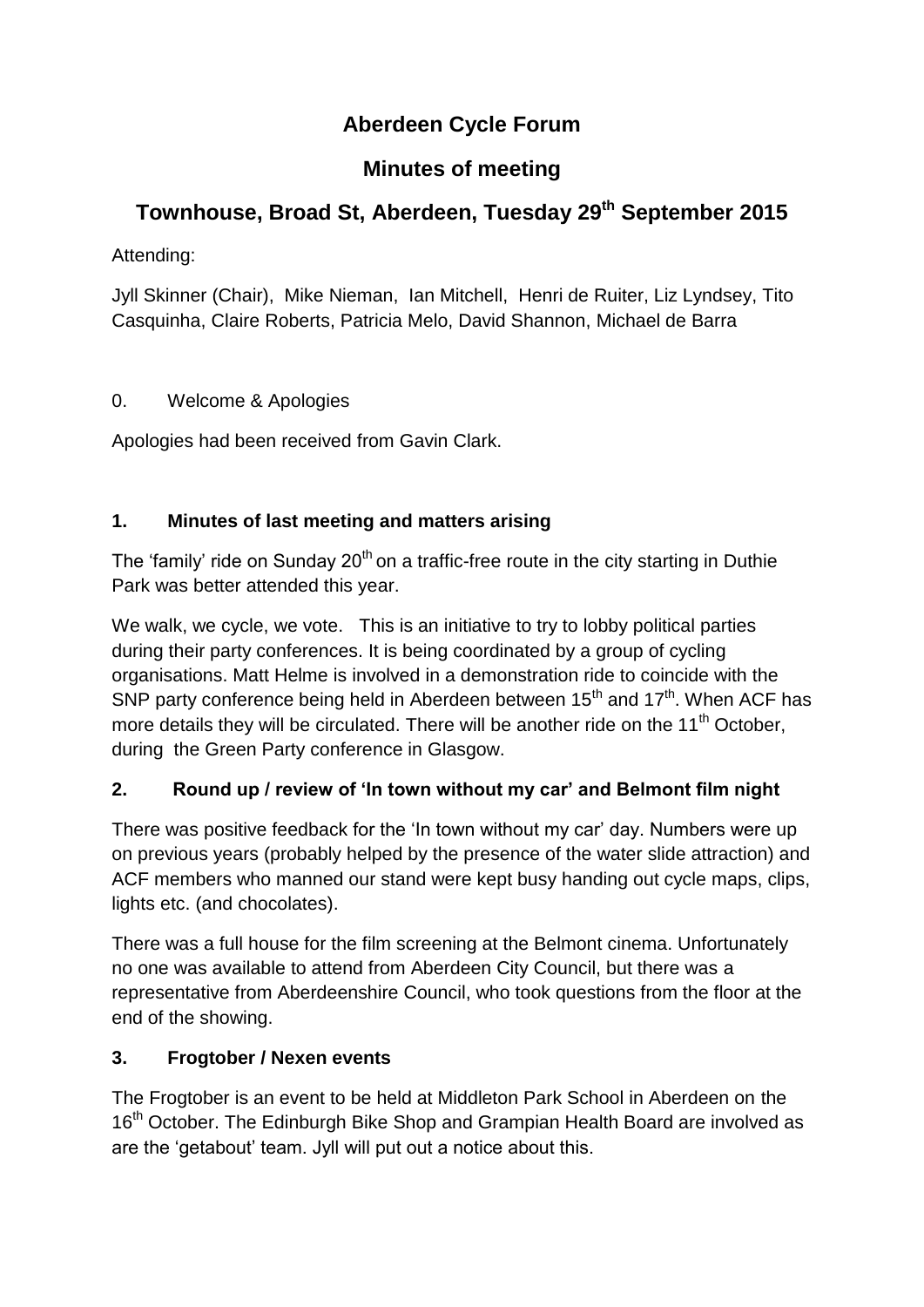# Aberdeen Cycle Forum

## Minutes of meeting

## Townhouse, Broad St, Aberdeen, Tuesday 29th September 2015

Attending:

Jyll Skinner (Chair), Mike Nieman, Ian Mitchell, Henri de Ruiter, Liz Lyndsey, Tito Casquinha, Claire Roberts, Patricia Melo, David Shannon, Michael de Barra

0. Welcome & Apologies

Apologies had been received from Gavin Clark.

### 1. Minutes of last meeting and matters arising

The 'family' ride on Sunday 20th on a traffic-free route in the city starting in Duthie Park was better attended this year.

We walk, we cycle, we vote. This is an initiative to try to lobby political parties during their party conferences. It is being coordinated by a group of cycling organisations. Matt Helme is involved in a demonstration ride to coincide with the SNP party conference being held in Aberdeen between 15th and 17th. When ACF has more details they will be circulated. There will be another ride on the 11th October, during the Green Party conference in Glasgow.

### 2. Round up / review of 'In town without my car' and Belmont film night

There was positive feedback for the 'In town without my car' day. Numbers were up on previous years (probably helped by the presence of the water slide attraction) and ACF members who manned our stand were kept busy handing out cycle maps, clips, lights etc. (and chocolates).

There was a full house for the film screening at the Belmont cinema. Unfortunately no one was available to attend from Aberdeen City Council, but there was a representative from Aberdeenshire Council, who took questions from the floor at the end of the showing.

### 3. Frogtober / Nexen events

The Frogtober is an event to be held at Middleton Park School in Aberdeen on the 16th October. The Edinburgh Bike Shop and Grampian Health Board are involved as are the 'getabout' team. Jyll will put out a notice about this.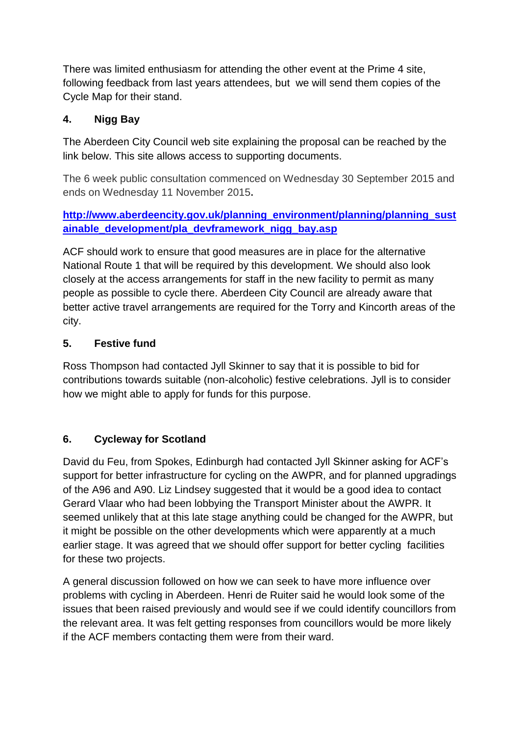There was limited enthusiasm for attending the other event at the Prime 4 site, following feedback from last years attendees, but we will send them copies of the Cycle Map for their stand.

## 4. Nigg Bay

The Aberdeen City Council web site explaining the proposal can be reached by the link below. This site allows access to supporting documents.

The 6 week public consultation commenced on Wednesday 30 September 2015 and ends on Wednesday 11 November 2015.

**http://www.aberdeencity.gov.uk/planning_environment/planning/planning_sustainable_development/pla_devframework_nigg_bay.asp**

ACF should work to ensure that good measures are in place for the alternative National Route 1 that will be required by this development. We should also look closely at the access arrangements for staff in the new facility to permit as many people as possible to cycle there. Aberdeen City Council are already aware that better active travel arrangements are required for the Torry and Kincorth areas of the city.

## 5. Festive fund

Ross Thompson had contacted Jyll Skinner to say that it is possible to bid for contributions towards suitable (non-alcoholic) festive celebrations. Jyll is to consider how we might able to apply for funds for this purpose.

## 6. Cycleway for Scotland

David du Feu, from Spokes, Edinburgh had contacted Jyll Skinner asking for ACF's support for better infrastructure for cycling on the AWPR, and for planned upgradings of the A96 and A90. Liz Lindsey suggested that it would be a good idea to contact Gerard Vlaar who had been lobbying the Transport Minister about the AWPR. It seemed unlikely that at this late stage anything could be changed for the AWPR, but it might be possible on the other developments which were apparently at a much earlier stage. It was agreed that we should offer support for better cycling facilities for these two projects.

A general discussion followed on how we can seek to have more influence over problems with cycling in Aberdeen. Henri de Ruiter said he would look some of the issues that been raised previously and would see if we could identify councillors from the relevant area. It was felt getting responses from councillors would be more likely if the ACF members contacting them were from their ward.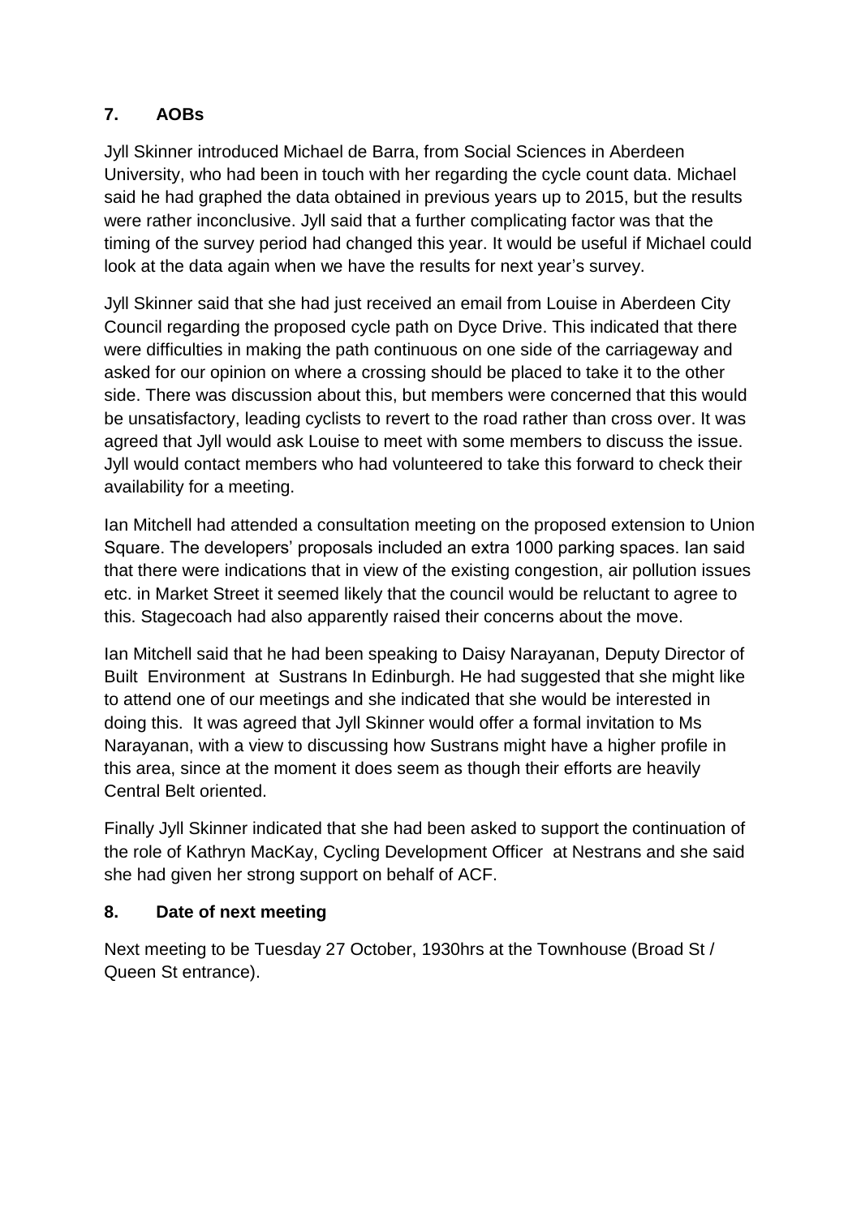## 7. AOBs

Jyll Skinner introduced Michael de Barra, from Social Sciences in Aberdeen University, who had been in touch with her regarding the cycle count data. Michael said he had graphed the data obtained in previous years up to 2015, but the results were rather inconclusive. Jyll said that a further complicating factor was that the timing of the survey period had changed this year. It would be useful if Michael could look at the data again when we have the results for next year's survey.

Jyll Skinner said that she had just received an email from Louise in Aberdeen City Council regarding the proposed cycle path on Dyce Drive. This indicated that there were difficulties in making the path continuous on one side of the carriageway and asked for our opinion on where a crossing should be placed to take it to the other side. There was discussion about this, but members were concerned that this would be unsatisfactory, leading cyclists to revert to the road rather than cross over. It was agreed that Jyll would ask Louise to meet with some members to discuss the issue. Jyll would contact members who had volunteered to take this forward to check their availability for a meeting.

Ian Mitchell had attended a consultation meeting on the proposed extension to Union Square. The developers' proposals included an extra 1000 parking spaces. Ian said that there were indications that in view of the existing congestion, air pollution issues etc. in Market Street it seemed likely that the council would be reluctant to agree to this. Stagecoach had also apparently raised their concerns about the move.

Ian Mitchell said that he had been speaking to Daisy Narayanan, Deputy Director of Built Environment at Sustrans In Edinburgh. He had suggested that she might like to attend one of our meetings and she indicated that she would be interested in doing this. It was agreed that Jyll Skinner would offer a formal invitation to Ms Narayanan, with a view to discussing how Sustrans might have a higher profile in this area, since at the moment it does seem as though their efforts are heavily Central Belt oriented.

Finally Jyll Skinner indicated that she had been asked to support the continuation of the role of Kathryn MacKay, Cycling Development Officer at Nestrans and she said she had given her strong support on behalf of ACF.

## 8. Date of next meeting

Next meeting to be Tuesday 27 October, 1930hrs at the Townhouse (Broad St / Queen St entrance).